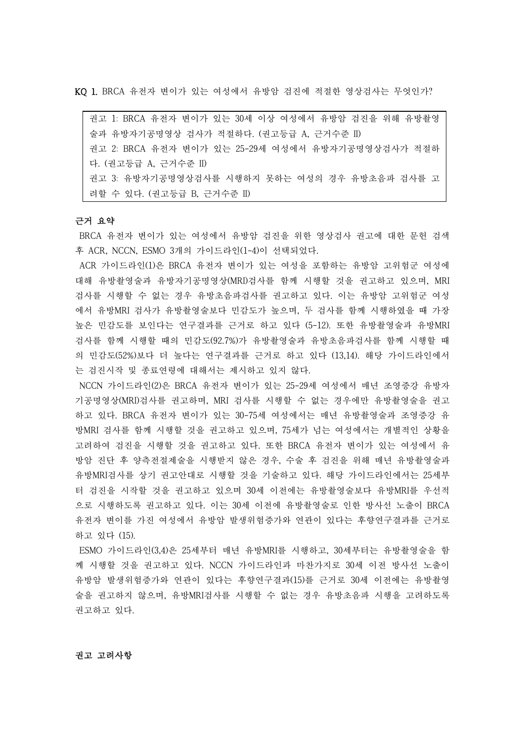**KQ 1.** BRCA 유전자 변이가 있는 여성에서 유방암 검진에 적절한 영상검사는 무엇인가?

> 권고 1: BRCA 유전자 변이가 있는 30세 이상 여성에서 유방암 검진을 위해 유방촬영술과 유방자기공명영상 검사가 적절하다. (권고등급 A, 근거수준 II)
> 권고 2: BRCA 유전자 변이가 있는 25-29세 여성에서 유방자기공명영상검사가 적절하다. (권고등급 A, 근거수준 II)
> 권고 3: 유방자기공명영상검사를 시행하지 못하는 여성의 경우 유방초음파 검사를 고려할 수 있다. (권고등급 B, 근거수준 II)

**근거 요약**

BRCA 유전자 변이가 있는 여성에서 유방암 검진을 위한 영상검사 권고에 대한 문헌 검색 후 ACR, NCCN, ESMO 3개의 가이드라인(1-4)이 선택되었다.

ACR 가이드라인(1)은 BRCA 유전자 변이가 있는 여성을 포함하는 유방암 고위험군 여성에 대해 유방촬영술과 유방자기공명영상(MRI)검사를 함께 시행할 것을 권고하고 있으며, MRI 검사를 시행할 수 없는 경우 유방초음파검사를 권고하고 있다. 이는 유방암 고위험군 여성에서 유방MRI 검사가 유방촬영술보다 민감도가 높으며, 두 검사를 함께 시행하였을 때 가장 높은 민감도를 보인다는 연구결과를 근거로 하고 있다 (5-12). 또한 유방촬영술과 유방MRI 검사를 함께 시행할 때의 민감도(92.7%)가 유방촬영술과 유방초음파검사를 함께 시행할 때의 민감도(52%)보다 더 높다는 연구결과를 근거로 하고 있다 (13,14). 해당 가이드라인에서는 검진시작 및 종료연령에 대해서는 제시하고 있지 않다.

NCCN 가이드라인(2)은 BRCA 유전자 변이가 있는 25-29세 여성에서 매년 조영증강 유방자기공명영상(MRI)검사를 권고하며, MRI 검사를 시행할 수 없는 경우에만 유방촬영술을 권고하고 있다. BRCA 유전자 변이가 있는 30-75세 여성에서는 매년 유방촬영술과 조영증강 유방MRI 검사를 함께 시행할 것을 권고하고 있으며, 75세가 넘는 여성에서는 개별적인 상황을 고려하여 검진을 시행할 것을 권고하고 있다. 또한 BRCA 유전자 변이가 있는 여성에서 유방암 진단 후 양측전절제술을 시행받지 않은 경우, 수술 후 검진을 위해 매년 유방촬영술과 유방MRI검사를 상기 권고안대로 시행할 것을 기술하고 있다. 해당 가이드라인에서는 25세부터 검진을 시작할 것을 권고하고 있으며 30세 이전에는 유방촬영술보다 유방MRI를 우선적으로 시행하도록 권고하고 있다. 이는 30세 이전에 유방촬영술로 인한 방사선 노출이 BRCA 유전자 변이를 가진 여성에서 유방암 발생위험증가와 연관이 있다는 후향연구결과를 근거로 하고 있다 (15).

ESMO 가이드라인(3,4)은 25세부터 매년 유방MRI를 시행하고, 30세부터는 유방촬영술을 함께 시행할 것을 권고하고 있다. NCCN 가이드라인과 마찬가지로 30세 이전 방사선 노출이 유방암 발생위험증가와 연관이 있다는 후향연구결과(15)를 근거로 30세 이전에는 유방촬영술을 권고하지 않으며, 유방MRI검사를 시행할 수 없는 경우 유방초음파 시행을 고려하도록 권고하고 있다.

**권고 고려사항**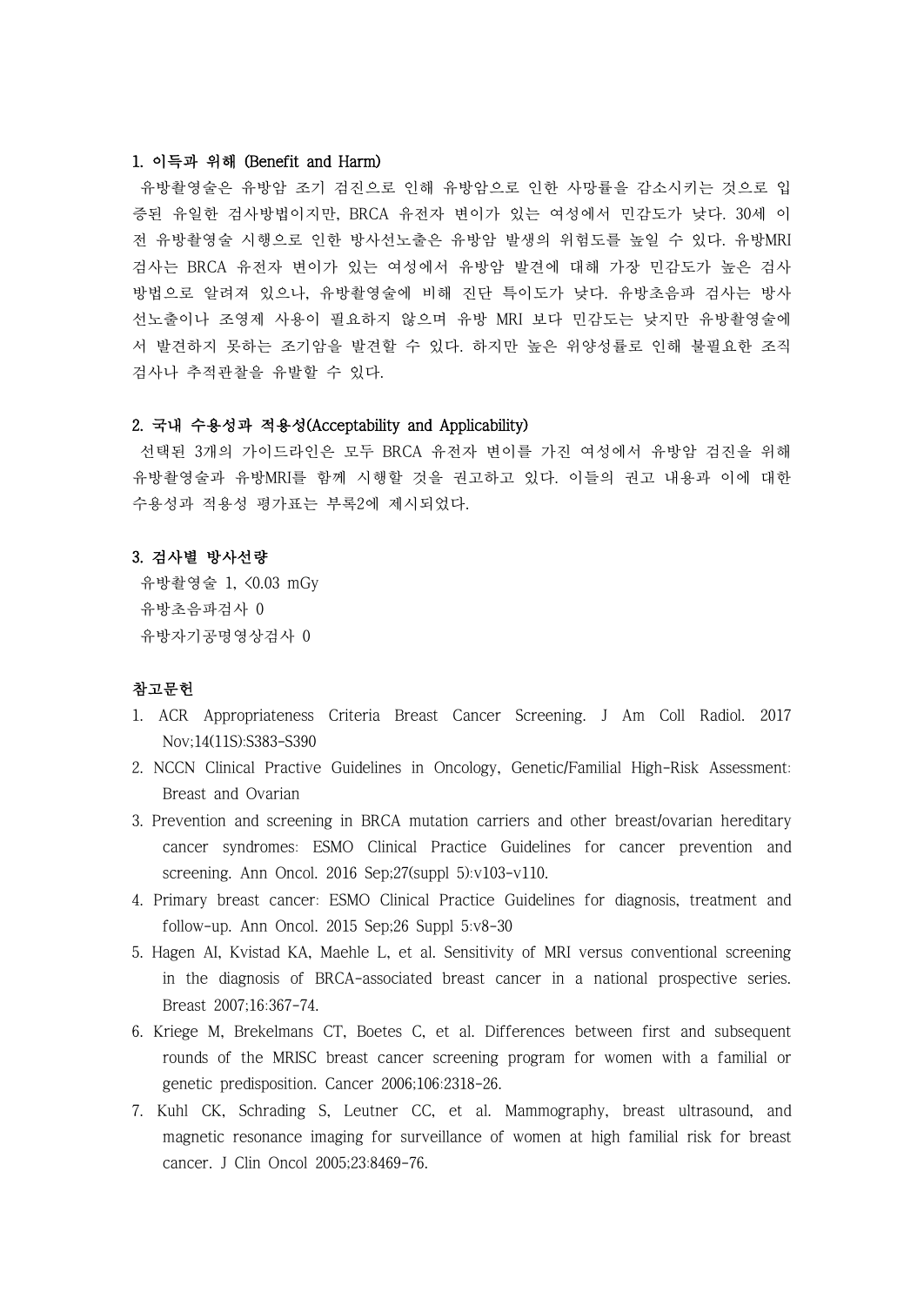### 1. 이득과 위해 (Benefit and Harm)

유방촬영술은 유방암 조기 검진으로 인해 유방암으로 인한 사망률을 감소시키는 것으로 입증된 유일한 검사방법이지만, BRCA 유전자 변이가 있는 여성에서 민감도가 낮다. 30세 이전 유방촬영술 시행으로 인한 방사선노출은 유방암 발생의 위험도를 높일 수 있다. 유방MRI 검사는 BRCA 유전자 변이가 있는 여성에서 유방암 발견에 대해 가장 민감도가 높은 검사방법으로 알려져 있으나, 유방촬영술에 비해 진단 특이도가 낮다. 유방초음파 검사는 방사선노출이나 조영제 사용이 필요하지 않으며 유방 MRI 보다 민감도는 낮지만 유방촬영술에서 발견하지 못하는 조기암을 발견할 수 있다. 하지만 높은 위양성률로 인해 불필요한 조직검사나 추적관찰을 유발할 수 있다.

### 2. 국내 수용성과 적용성(Acceptability and Applicability)

선택된 3개의 가이드라인은 모두 BRCA 유전자 변이를 가진 여성에서 유방암 검진을 위해 유방촬영술과 유방MRI를 함께 시행할 것을 권고하고 있다. 이들의 권고 내용과 이에 대한 수용성과 적용성 평가표는 부록2에 제시되었다.

### 3. 검사별 방사선량

유방촬영술 1, <0.03 mGy
유방초음파검사 0
유방자기공명영상검사 0

### 참고문헌

1. ACR Appropriateness Criteria Breast Cancer Screening. J Am Coll Radiol. 2017 Nov;14(11S):S383-S390
2. NCCN Clinical Practive Guidelines in Oncology, Genetic/Familial High-Risk Assessment: Breast and Ovarian
3. Prevention and screening in BRCA mutation carriers and other breast/ovarian hereditary cancer syndromes: ESMO Clinical Practice Guidelines for cancer prevention and screening. Ann Oncol. 2016 Sep;27(suppl 5):v103-v110.
4. Primary breast cancer: ESMO Clinical Practice Guidelines for diagnosis, treatment and follow-up. Ann Oncol. 2015 Sep;26 Suppl 5:v8-30
5. Hagen AI, Kvistad KA, Maehle L, et al. Sensitivity of MRI versus conventional screening in the diagnosis of BRCA-associated breast cancer in a national prospective series. Breast 2007;16:367-74.
6. Kriege M, Brekelmans CT, Boetes C, et al. Differences between first and subsequent rounds of the MRISC breast cancer screening program for women with a familial or genetic predisposition. Cancer 2006;106:2318-26.
7. Kuhl CK, Schrading S, Leutner CC, et al. Mammography, breast ultrasound, and magnetic resonance imaging for surveillance of women at high familial risk for breast cancer. J Clin Oncol 2005;23:8469-76.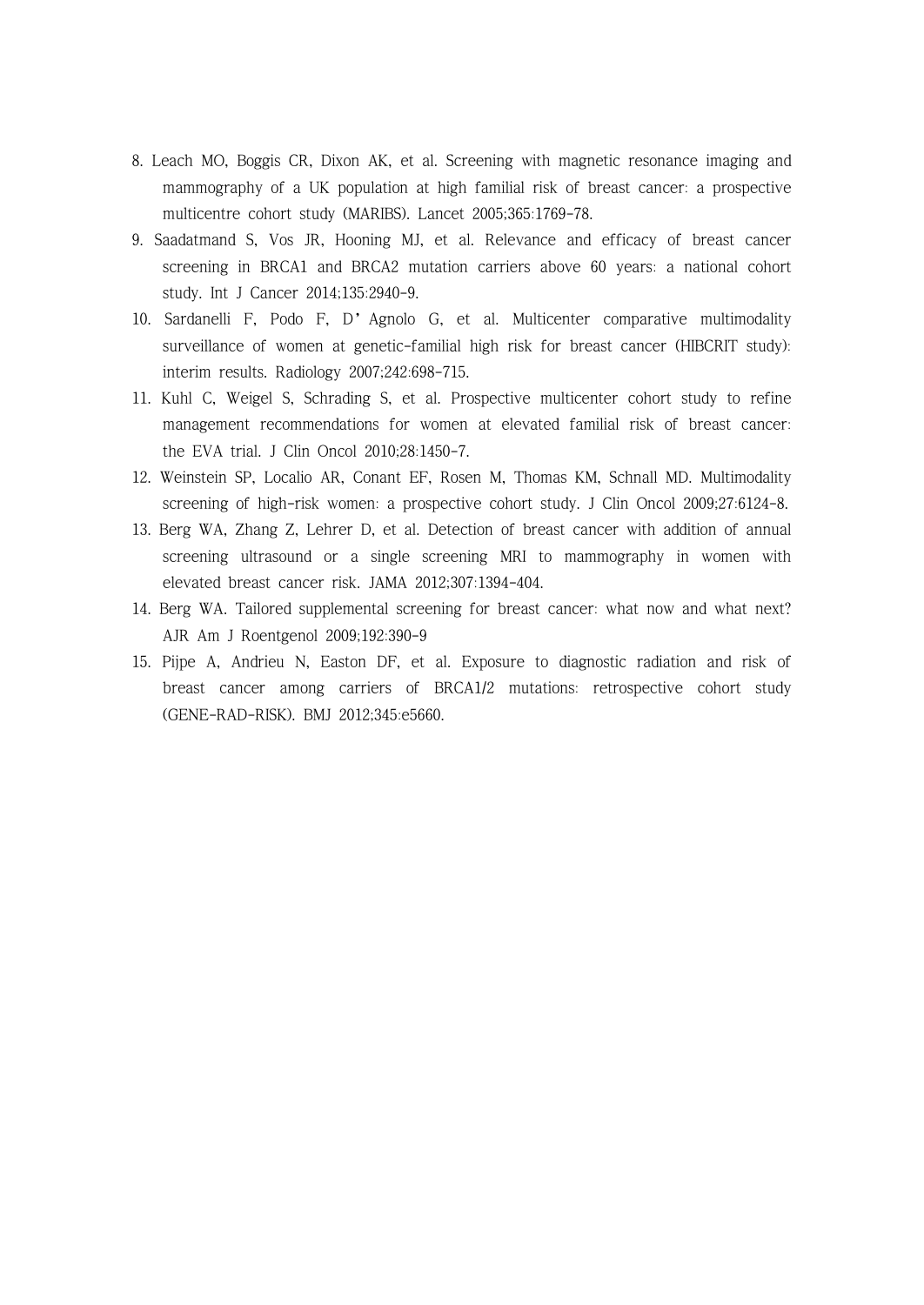8. Leach MO, Boggis CR, Dixon AK, et al. Screening with magnetic resonance imaging and mammography of a UK population at high familial risk of breast cancer: a prospective multicentre cohort study (MARIBS). Lancet 2005;365:1769-78.
9. Saadatmand S, Vos JR, Hooning MJ, et al. Relevance and efficacy of breast cancer screening in BRCA1 and BRCA2 mutation carriers above 60 years: a national cohort study. Int J Cancer 2014;135:2940-9.
10. Sardanelli F, Podo F, D'Agnolo G, et al. Multicenter comparative multimodality surveillance of women at genetic-familial high risk for breast cancer (HIBCRIT study): interim results. Radiology 2007;242:698-715.
11. Kuhl C, Weigel S, Schrading S, et al. Prospective multicenter cohort study to refine management recommendations for women at elevated familial risk of breast cancer: the EVA trial. J Clin Oncol 2010;28:1450-7.
12. Weinstein SP, Localio AR, Conant EF, Rosen M, Thomas KM, Schnall MD. Multimodality screening of high-risk women: a prospective cohort study. J Clin Oncol 2009;27:6124-8.
13. Berg WA, Zhang Z, Lehrer D, et al. Detection of breast cancer with addition of annual screening ultrasound or a single screening MRI to mammography in women with elevated breast cancer risk. JAMA 2012;307:1394-404.
14. Berg WA. Tailored supplemental screening for breast cancer: what now and what next? AJR Am J Roentgenol 2009;192:390-9
15. Pijpe A, Andrieu N, Easton DF, et al. Exposure to diagnostic radiation and risk of breast cancer among carriers of BRCA1/2 mutations: retrospective cohort study (GENE-RAD-RISK). BMJ 2012;345:e5660.